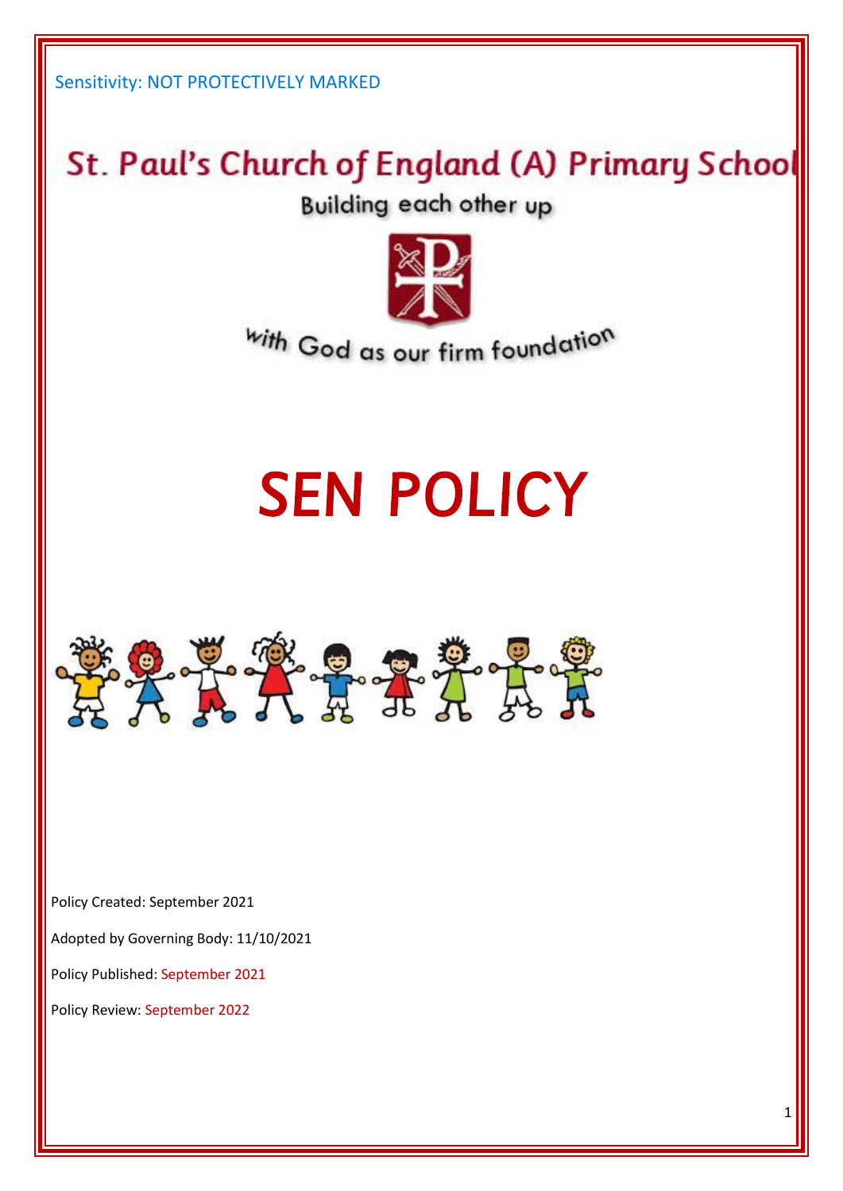Sensitivity: NOT PROTECTIVELY MARKED

# St. Paul's Church of England (A) Primary School

Building each other up

with God as our firm foundation

# *SEN POLICY*

Policy Created: September 2021

Adopted by Governing Body: 11/10/2021

Policy Published: September 2021

Policy Review: September 2022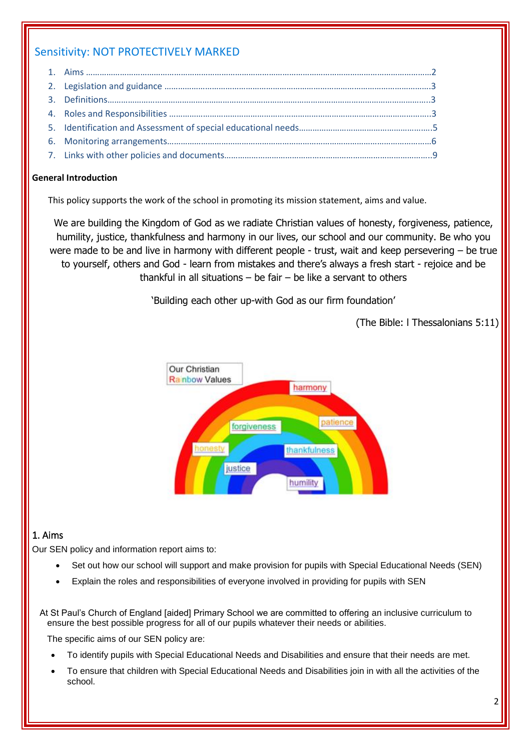## Sensitivity: NOT PROTECTIVELY MARKED

1. Aims ……………………………………………………………………………………………………………………………2
2. Legislation and guidance ……………………………………………………………………………………………3
3. Definitions…………………………………………………………………………………………………………………3
4. Roles and Responsibilities ……………………………………………………………………………………………3
5. Identification and Assessment of special educational needs……………………………………………….5
6. Monitoring arrangements……………………………………………………………………………………………6
7. Links with other policies and documents………………………………………………………………………..9

**General Introduction**

This policy supports the work of the school in promoting its mission statement, aims and value.

We are building the Kingdom of God as we radiate Christian values of honesty, forgiveness, patience, humility, justice, thankfulness and harmony in our lives, our school and our community. Be who you were made to be and live in harmony with different people - trust, wait and keep persevering – be true to yourself, others and God - learn from mistakes and there's always a fresh start - rejoice and be thankful in all situations – be fair – be like a servant to others

'Building each other up-with God as our firm foundation'

(The Bible: I Thessalonians 5:11)

Our Christian Rainbow Values

harmony, patience, forgiveness, honesty, thankfulness, justice, humility

## 1. Aims

Our SEN policy and information report aims to:

- Set out how our school will support and make provision for pupils with Special Educational Needs (SEN)
- Explain the roles and responsibilities of everyone involved in providing for pupils with SEN

At St Paul's Church of England [aided] Primary School we are committed to offering an inclusive curriculum to ensure the best possible progress for all of our pupils whatever their needs or abilities.

The specific aims of our SEN policy are:

- To identify pupils with Special Educational Needs and Disabilities and ensure that their needs are met.
- To ensure that children with Special Educational Needs and Disabilities join in with all the activities of the school.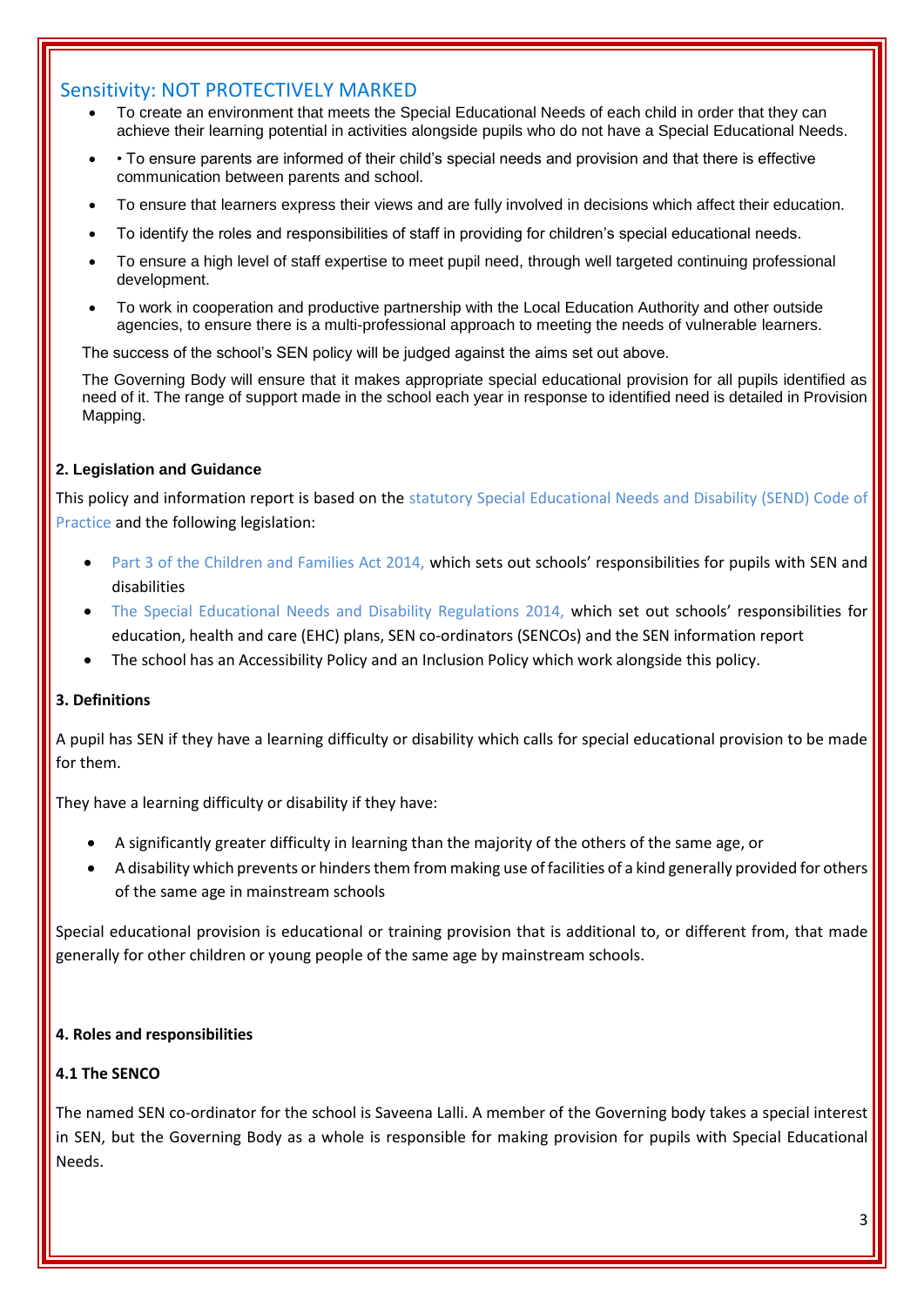Sensitivity: NOT PROTECTIVELY MARKED

- To create an environment that meets the Special Educational Needs of each child in order that they can achieve their learning potential in activities alongside pupils who do not have a Special Educational Needs.
- • To ensure parents are informed of their child's special needs and provision and that there is effective communication between parents and school.
- To ensure that learners express their views and are fully involved in decisions which affect their education.
- To identify the roles and responsibilities of staff in providing for children's special educational needs.
- To ensure a high level of staff expertise to meet pupil need, through well targeted continuing professional development.
- To work in cooperation and productive partnership with the Local Education Authority and other outside agencies, to ensure there is a multi-professional approach to meeting the needs of vulnerable learners.

The success of the school's SEN policy will be judged against the aims set out above.

The Governing Body will ensure that it makes appropriate special educational provision for all pupils identified as need of it. The range of support made in the school each year in response to identified need is detailed in Provision Mapping.

### 2. Legislation and Guidance

This policy and information report is based on the statutory Special Educational Needs and Disability (SEND) Code of Practice and the following legislation:

- Part 3 of the Children and Families Act 2014, which sets out schools' responsibilities for pupils with SEN and disabilities
- The Special Educational Needs and Disability Regulations 2014, which set out schools' responsibilities for education, health and care (EHC) plans, SEN co-ordinators (SENCOs) and the SEN information report
- The school has an Accessibility Policy and an Inclusion Policy which work alongside this policy.

### 3. Definitions

A pupil has SEN if they have a learning difficulty or disability which calls for special educational provision to be made for them.

They have a learning difficulty or disability if they have:

- A significantly greater difficulty in learning than the majority of the others of the same age, or
- A disability which prevents or hinders them from making use of facilities of a kind generally provided for others of the same age in mainstream schools

Special educational provision is educational or training provision that is additional to, or different from, that made generally for other children or young people of the same age by mainstream schools.

### 4. Roles and responsibilities

#### 4.1 The SENCO

The named SEN co-ordinator for the school is Saveena Lalli. A member of the Governing body takes a special interest in SEN, but the Governing Body as a whole is responsible for making provision for pupils with Special Educational Needs.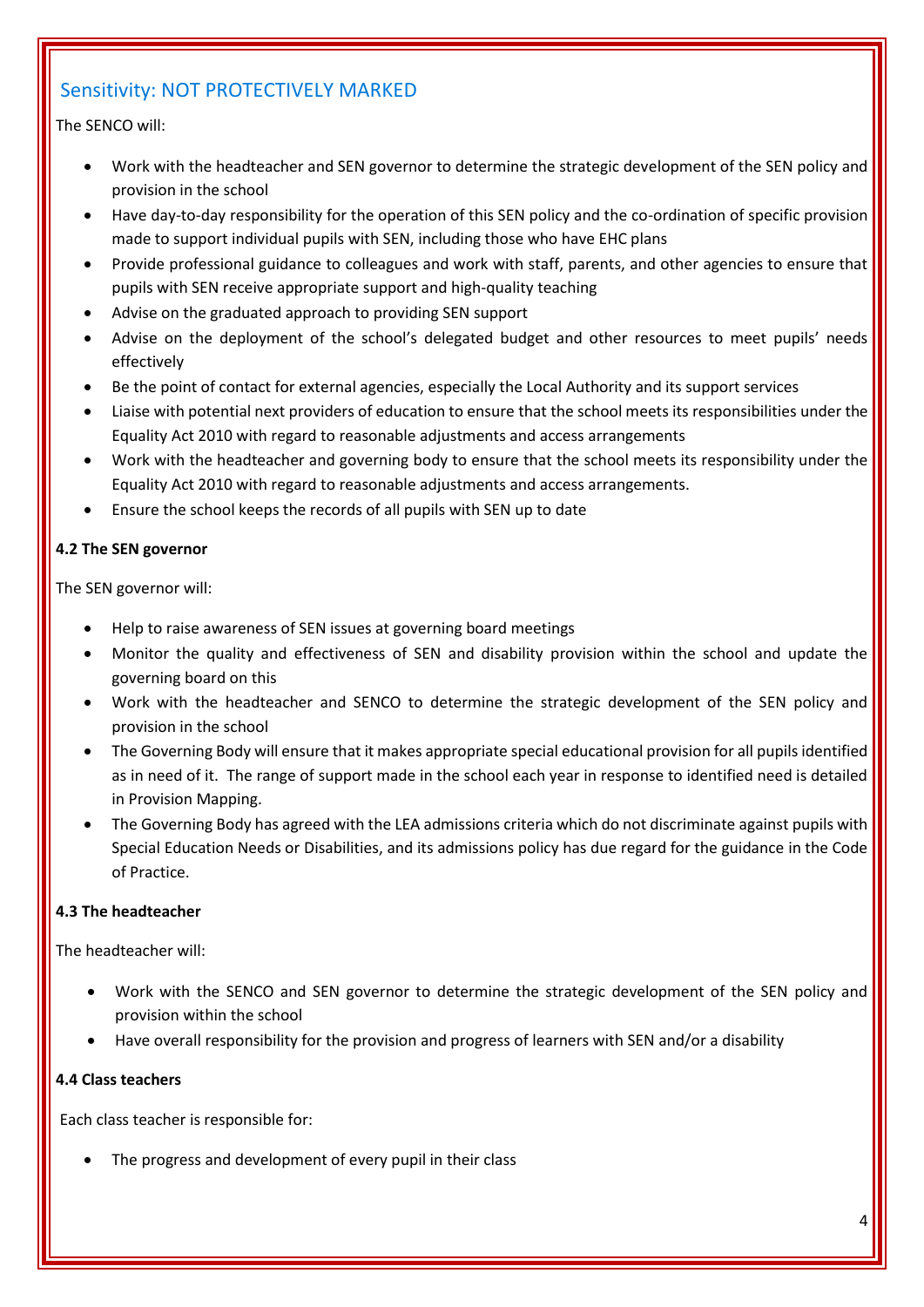The SENCO will:

- Work with the headteacher and SEN governor to determine the strategic development of the SEN policy and provision in the school
- Have day-to-day responsibility for the operation of this SEN policy and the co-ordination of specific provision made to support individual pupils with SEN, including those who have EHC plans
- Provide professional guidance to colleagues and work with staff, parents, and other agencies to ensure that pupils with SEN receive appropriate support and high-quality teaching
- Advise on the graduated approach to providing SEN support
- Advise on the deployment of the school's delegated budget and other resources to meet pupils' needs effectively
- Be the point of contact for external agencies, especially the Local Authority and its support services
- Liaise with potential next providers of education to ensure that the school meets its responsibilities under the Equality Act 2010 with regard to reasonable adjustments and access arrangements
- Work with the headteacher and governing body to ensure that the school meets its responsibility under the Equality Act 2010 with regard to reasonable adjustments and access arrangements.
- Ensure the school keeps the records of all pupils with SEN up to date

**4.2 The SEN governor**

The SEN governor will:

- Help to raise awareness of SEN issues at governing board meetings
- Monitor the quality and effectiveness of SEN and disability provision within the school and update the governing board on this
- Work with the headteacher and SENCO to determine the strategic development of the SEN policy and provision in the school
- The Governing Body will ensure that it makes appropriate special educational provision for all pupils identified as in need of it. The range of support made in the school each year in response to identified need is detailed in Provision Mapping.
- The Governing Body has agreed with the LEA admissions criteria which do not discriminate against pupils with Special Education Needs or Disabilities, and its admissions policy has due regard for the guidance in the Code of Practice.

**4.3 The headteacher**

The headteacher will:

- Work with the SENCO and SEN governor to determine the strategic development of the SEN policy and provision within the school
- Have overall responsibility for the provision and progress of learners with SEN and/or a disability

**4.4 Class teachers**

Each class teacher is responsible for:

- The progress and development of every pupil in their class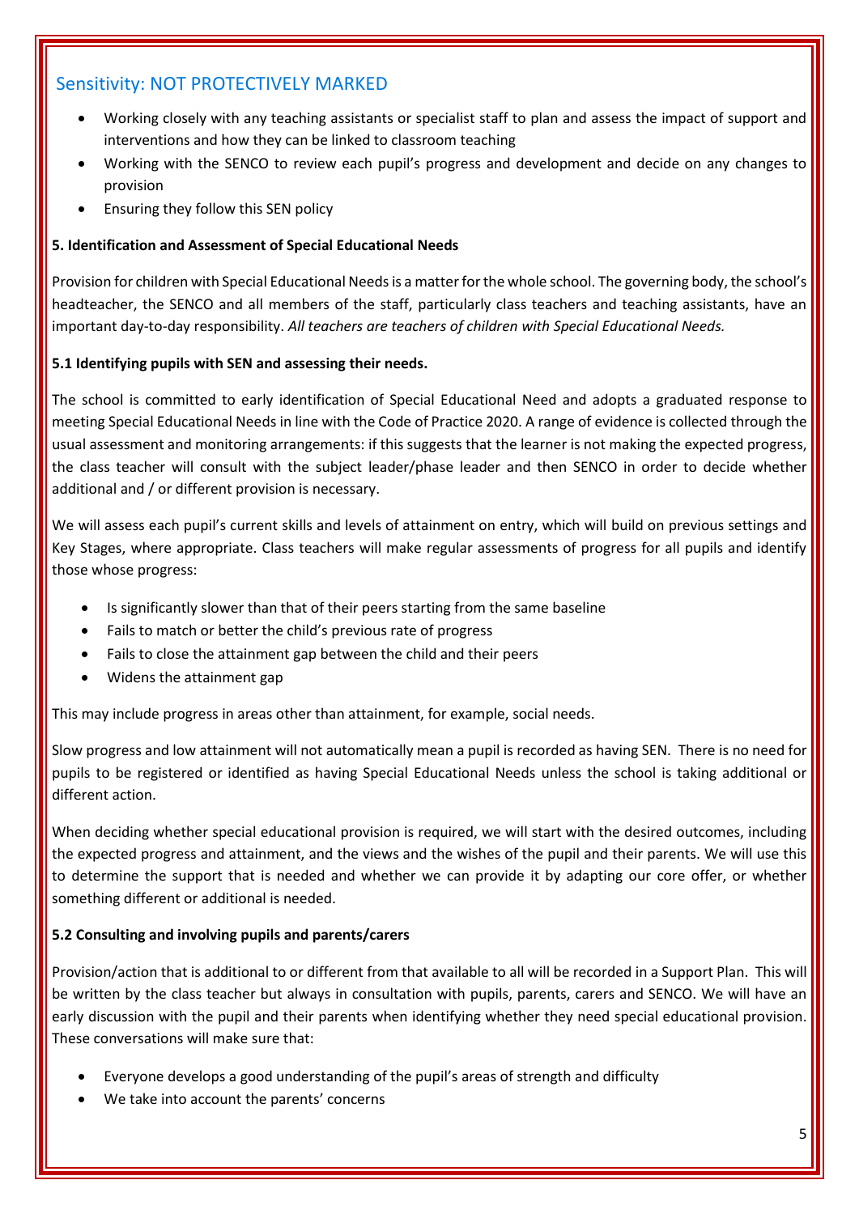Sensitivity: NOT PROTECTIVELY MARKED

- Working closely with any teaching assistants or specialist staff to plan and assess the impact of support and interventions and how they can be linked to classroom teaching
- Working with the SENCO to review each pupil's progress and development and decide on any changes to provision
- Ensuring they follow this SEN policy

**5. Identification and Assessment of Special Educational Needs**

Provision for children with Special Educational Needs is a matter for the whole school. The governing body, the school's headteacher, the SENCO and all members of the staff, particularly class teachers and teaching assistants, have an important day-to-day responsibility. *All teachers are teachers of children with Special Educational Needs.*

**5.1 Identifying pupils with SEN and assessing their needs.**

The school is committed to early identification of Special Educational Need and adopts a graduated response to meeting Special Educational Needs in line with the Code of Practice 2020. A range of evidence is collected through the usual assessment and monitoring arrangements: if this suggests that the learner is not making the expected progress, the class teacher will consult with the subject leader/phase leader and then SENCO in order to decide whether additional and / or different provision is necessary.

We will assess each pupil's current skills and levels of attainment on entry, which will build on previous settings and Key Stages, where appropriate. Class teachers will make regular assessments of progress for all pupils and identify those whose progress:

- Is significantly slower than that of their peers starting from the same baseline
- Fails to match or better the child's previous rate of progress
- Fails to close the attainment gap between the child and their peers
- Widens the attainment gap

This may include progress in areas other than attainment, for example, social needs.

Slow progress and low attainment will not automatically mean a pupil is recorded as having SEN. There is no need for pupils to be registered or identified as having Special Educational Needs unless the school is taking additional or different action.

When deciding whether special educational provision is required, we will start with the desired outcomes, including the expected progress and attainment, and the views and the wishes of the pupil and their parents. We will use this to determine the support that is needed and whether we can provide it by adapting our core offer, or whether something different or additional is needed.

**5.2 Consulting and involving pupils and parents/carers**

Provision/action that is additional to or different from that available to all will be recorded in a Support Plan. This will be written by the class teacher but always in consultation with pupils, parents, carers and SENCO. We will have an early discussion with the pupil and their parents when identifying whether they need special educational provision. These conversations will make sure that:

- Everyone develops a good understanding of the pupil's areas of strength and difficulty
- We take into account the parents' concerns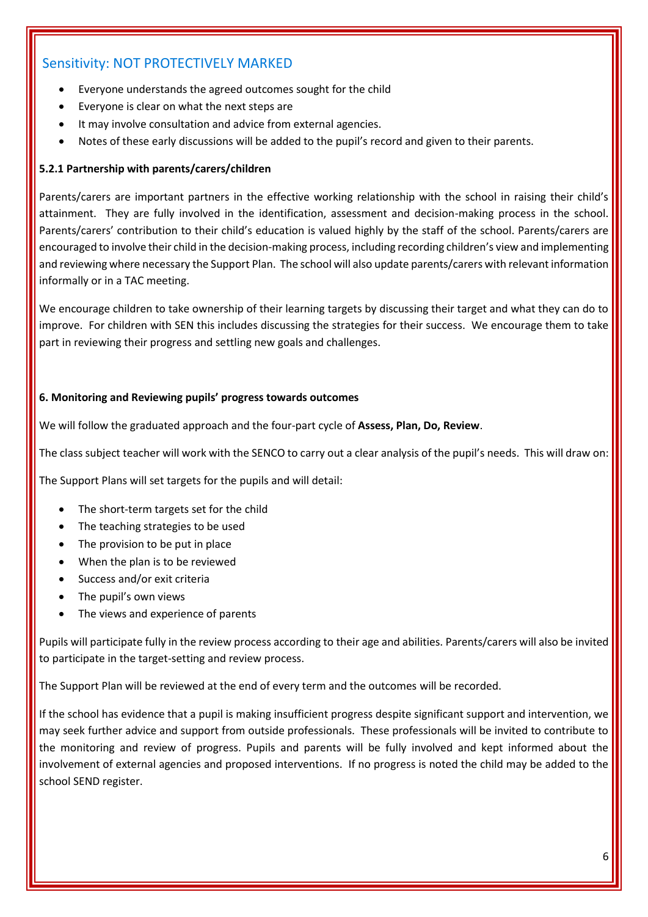Sensitivity: NOT PROTECTIVELY MARKED

- Everyone understands the agreed outcomes sought for the child
- Everyone is clear on what the next steps are
- It may involve consultation and advice from external agencies.
- Notes of these early discussions will be added to the pupil's record and given to their parents.

**5.2.1 Partnership with parents/carers/children**

Parents/carers are important partners in the effective working relationship with the school in raising their child's attainment. They are fully involved in the identification, assessment and decision-making process in the school. Parents/carers' contribution to their child's education is valued highly by the staff of the school. Parents/carers are encouraged to involve their child in the decision-making process, including recording children's view and implementing and reviewing where necessary the Support Plan. The school will also update parents/carers with relevant information informally or in a TAC meeting.

We encourage children to take ownership of their learning targets by discussing their target and what they can do to improve. For children with SEN this includes discussing the strategies for their success. We encourage them to take part in reviewing their progress and settling new goals and challenges.

**6. Monitoring and Reviewing pupils' progress towards outcomes**

We will follow the graduated approach and the four-part cycle of **Assess, Plan, Do, Review**.

The class subject teacher will work with the SENCO to carry out a clear analysis of the pupil's needs. This will draw on:

The Support Plans will set targets for the pupils and will detail:

- The short-term targets set for the child
- The teaching strategies to be used
- The provision to be put in place
- When the plan is to be reviewed
- Success and/or exit criteria
- The pupil's own views
- The views and experience of parents

Pupils will participate fully in the review process according to their age and abilities. Parents/carers will also be invited to participate in the target-setting and review process.

The Support Plan will be reviewed at the end of every term and the outcomes will be recorded.

If the school has evidence that a pupil is making insufficient progress despite significant support and intervention, we may seek further advice and support from outside professionals. These professionals will be invited to contribute to the monitoring and review of progress. Pupils and parents will be fully involved and kept informed about the involvement of external agencies and proposed interventions. If no progress is noted the child may be added to the school SEND register.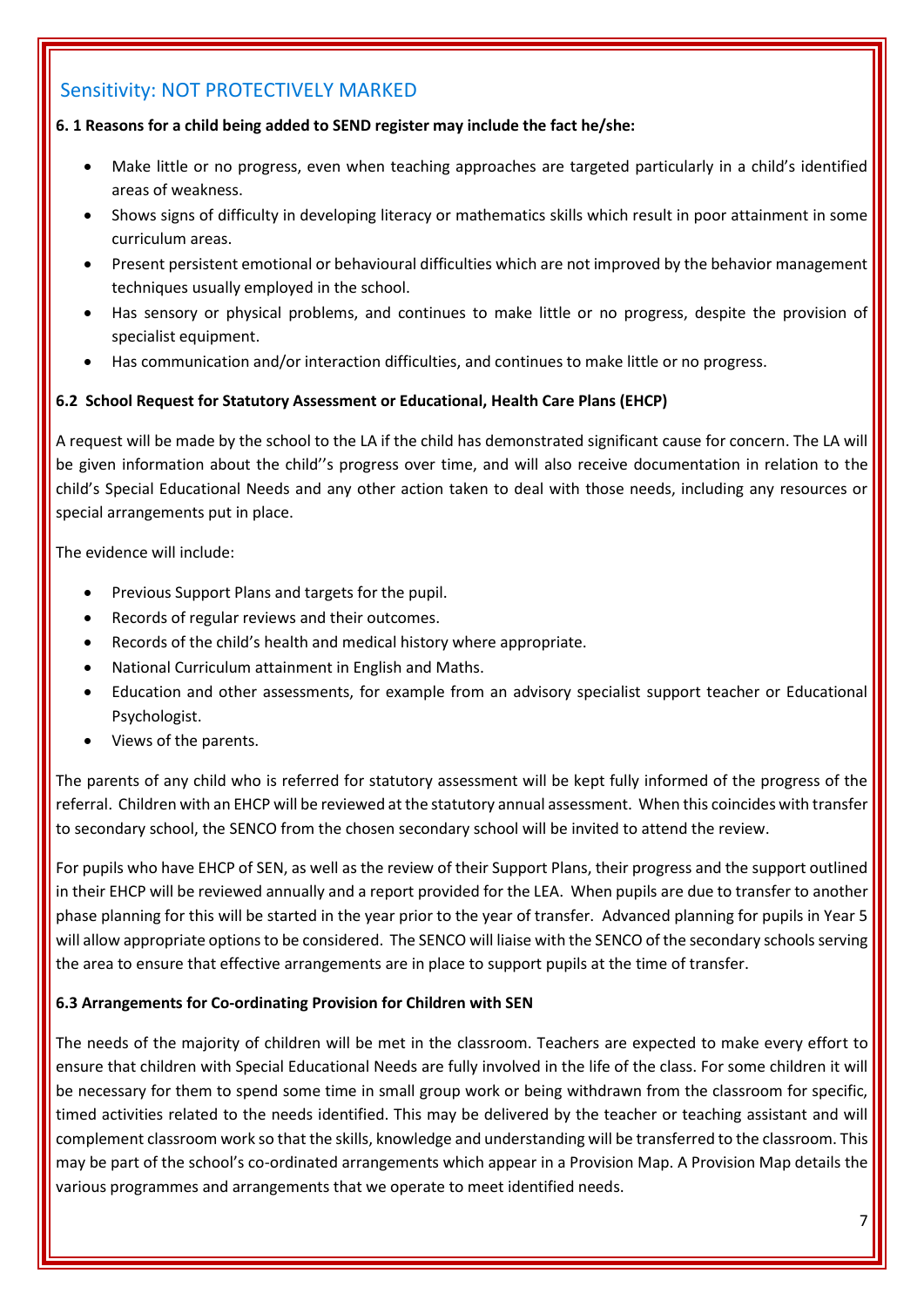Sensitivity: NOT PROTECTIVELY MARKED

**6. 1 Reasons for a child being added to SEND register may include the fact he/she:**

- Make little or no progress, even when teaching approaches are targeted particularly in a child's identified areas of weakness.
- Shows signs of difficulty in developing literacy or mathematics skills which result in poor attainment in some curriculum areas.
- Present persistent emotional or behavioural difficulties which are not improved by the behavior management techniques usually employed in the school.
- Has sensory or physical problems, and continues to make little or no progress, despite the provision of specialist equipment.
- Has communication and/or interaction difficulties, and continues to make little or no progress.

**6.2 School Request for Statutory Assessment or Educational, Health Care Plans (EHCP)**

A request will be made by the school to the LA if the child has demonstrated significant cause for concern. The LA will be given information about the child''s progress over time, and will also receive documentation in relation to the child's Special Educational Needs and any other action taken to deal with those needs, including any resources or special arrangements put in place.

The evidence will include:

- Previous Support Plans and targets for the pupil.
- Records of regular reviews and their outcomes.
- Records of the child's health and medical history where appropriate.
- National Curriculum attainment in English and Maths.
- Education and other assessments, for example from an advisory specialist support teacher or Educational Psychologist.
- Views of the parents.

The parents of any child who is referred for statutory assessment will be kept fully informed of the progress of the referral. Children with an EHCP will be reviewed at the statutory annual assessment. When this coincides with transfer to secondary school, the SENCO from the chosen secondary school will be invited to attend the review.

For pupils who have EHCP of SEN, as well as the review of their Support Plans, their progress and the support outlined in their EHCP will be reviewed annually and a report provided for the LEA. When pupils are due to transfer to another phase planning for this will be started in the year prior to the year of transfer. Advanced planning for pupils in Year 5 will allow appropriate options to be considered. The SENCO will liaise with the SENCO of the secondary schools serving the area to ensure that effective arrangements are in place to support pupils at the time of transfer.

**6.3 Arrangements for Co-ordinating Provision for Children with SEN**

The needs of the majority of children will be met in the classroom. Teachers are expected to make every effort to ensure that children with Special Educational Needs are fully involved in the life of the class. For some children it will be necessary for them to spend some time in small group work or being withdrawn from the classroom for specific, timed activities related to the needs identified. This may be delivered by the teacher or teaching assistant and will complement classroom work so that the skills, knowledge and understanding will be transferred to the classroom. This may be part of the school's co-ordinated arrangements which appear in a Provision Map. A Provision Map details the various programmes and arrangements that we operate to meet identified needs.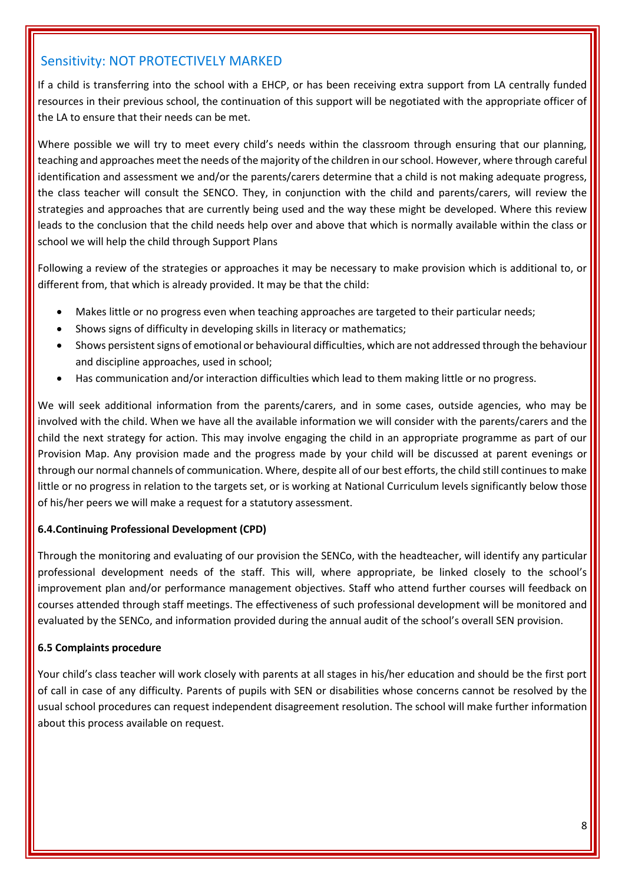Sensitivity: NOT PROTECTIVELY MARKED

If a child is transferring into the school with a EHCP, or has been receiving extra support from LA centrally funded resources in their previous school, the continuation of this support will be negotiated with the appropriate officer of the LA to ensure that their needs can be met.

Where possible we will try to meet every child's needs within the classroom through ensuring that our planning, teaching and approaches meet the needs of the majority of the children in our school. However, where through careful identification and assessment we and/or the parents/carers determine that a child is not making adequate progress, the class teacher will consult the SENCO. They, in conjunction with the child and parents/carers, will review the strategies and approaches that are currently being used and the way these might be developed. Where this review leads to the conclusion that the child needs help over and above that which is normally available within the class or school we will help the child through Support Plans

Following a review of the strategies or approaches it may be necessary to make provision which is additional to, or different from, that which is already provided. It may be that the child:

- Makes little or no progress even when teaching approaches are targeted to their particular needs;
- Shows signs of difficulty in developing skills in literacy or mathematics;
- Shows persistent signs of emotional or behavioural difficulties, which are not addressed through the behaviour and discipline approaches, used in school;
- Has communication and/or interaction difficulties which lead to them making little or no progress.

We will seek additional information from the parents/carers, and in some cases, outside agencies, who may be involved with the child. When we have all the available information we will consider with the parents/carers and the child the next strategy for action. This may involve engaging the child in an appropriate programme as part of our Provision Map. Any provision made and the progress made by your child will be discussed at parent evenings or through our normal channels of communication. Where, despite all of our best efforts, the child still continues to make little or no progress in relation to the targets set, or is working at National Curriculum levels significantly below those of his/her peers we will make a request for a statutory assessment.

**6.4.Continuing Professional Development (CPD)**

Through the monitoring and evaluating of our provision the SENCo, with the headteacher, will identify any particular professional development needs of the staff. This will, where appropriate, be linked closely to the school's improvement plan and/or performance management objectives. Staff who attend further courses will feedback on courses attended through staff meetings. The effectiveness of such professional development will be monitored and evaluated by the SENCo, and information provided during the annual audit of the school's overall SEN provision.

**6.5 Complaints procedure**

Your child's class teacher will work closely with parents at all stages in his/her education and should be the first port of call in case of any difficulty. Parents of pupils with SEN or disabilities whose concerns cannot be resolved by the usual school procedures can request independent disagreement resolution. The school will make further information about this process available on request.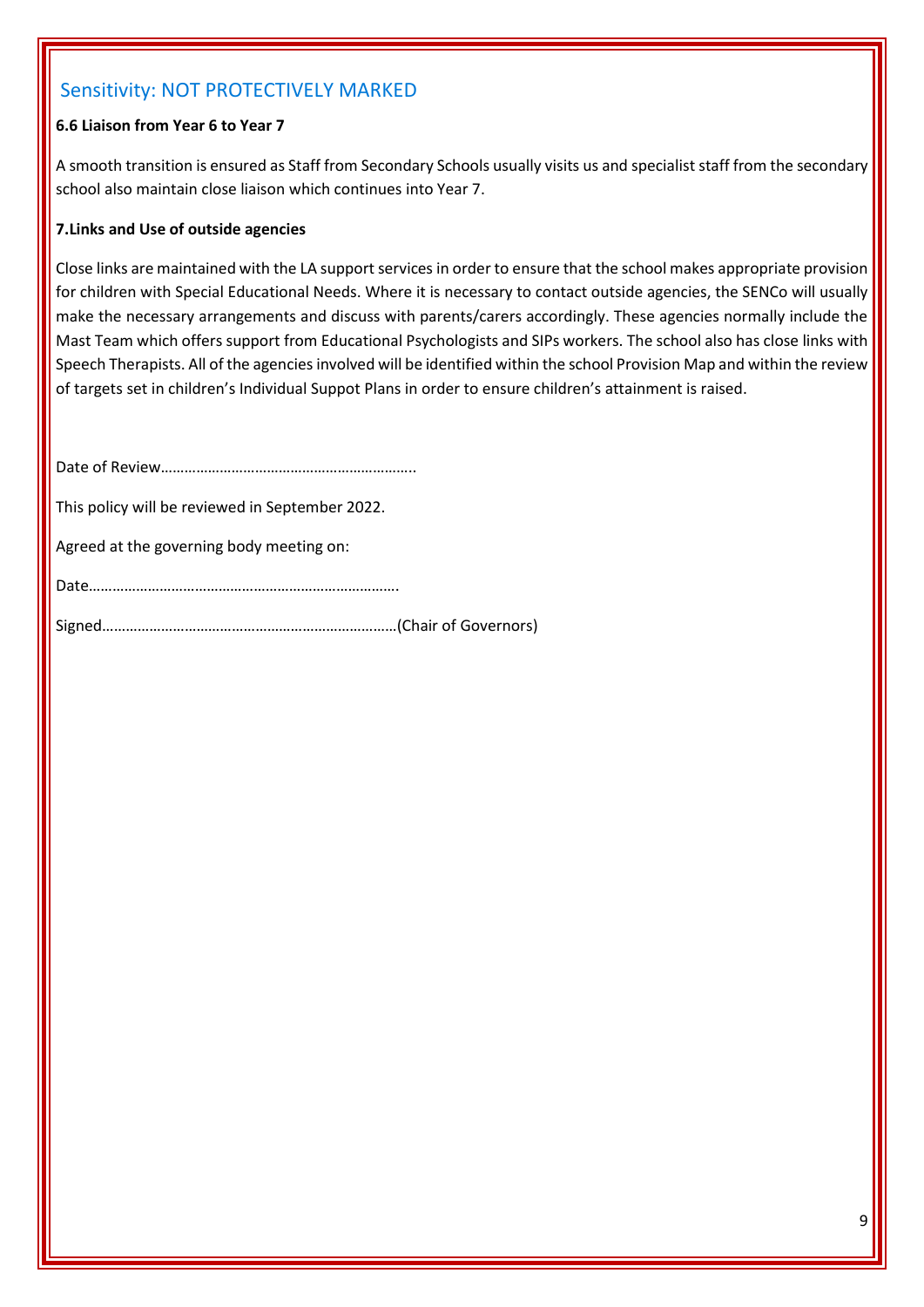Sensitivity: NOT PROTECTIVELY MARKED

**6.6 Liaison from Year 6 to Year 7**

A smooth transition is ensured as Staff from Secondary Schools usually visits us and specialist staff from the secondary school also maintain close liaison which continues into Year 7.

**7.Links and Use of outside agencies**

Close links are maintained with the LA support services in order to ensure that the school makes appropriate provision for children with Special Educational Needs. Where it is necessary to contact outside agencies, the SENCo will usually make the necessary arrangements and discuss with parents/carers accordingly. These agencies normally include the Mast Team which offers support from Educational Psychologists and SIPs workers. The school also has close links with Speech Therapists. All of the agencies involved will be identified within the school Provision Map and within the review of targets set in children's Individual Suppot Plans in order to ensure children's attainment is raised.

Date of Review………………………………………………………..

This policy will be reviewed in September 2022.

Agreed at the governing body meeting on:

Date…………………………………………………………………….

Signed…………………………………………………………………(Chair of Governors)